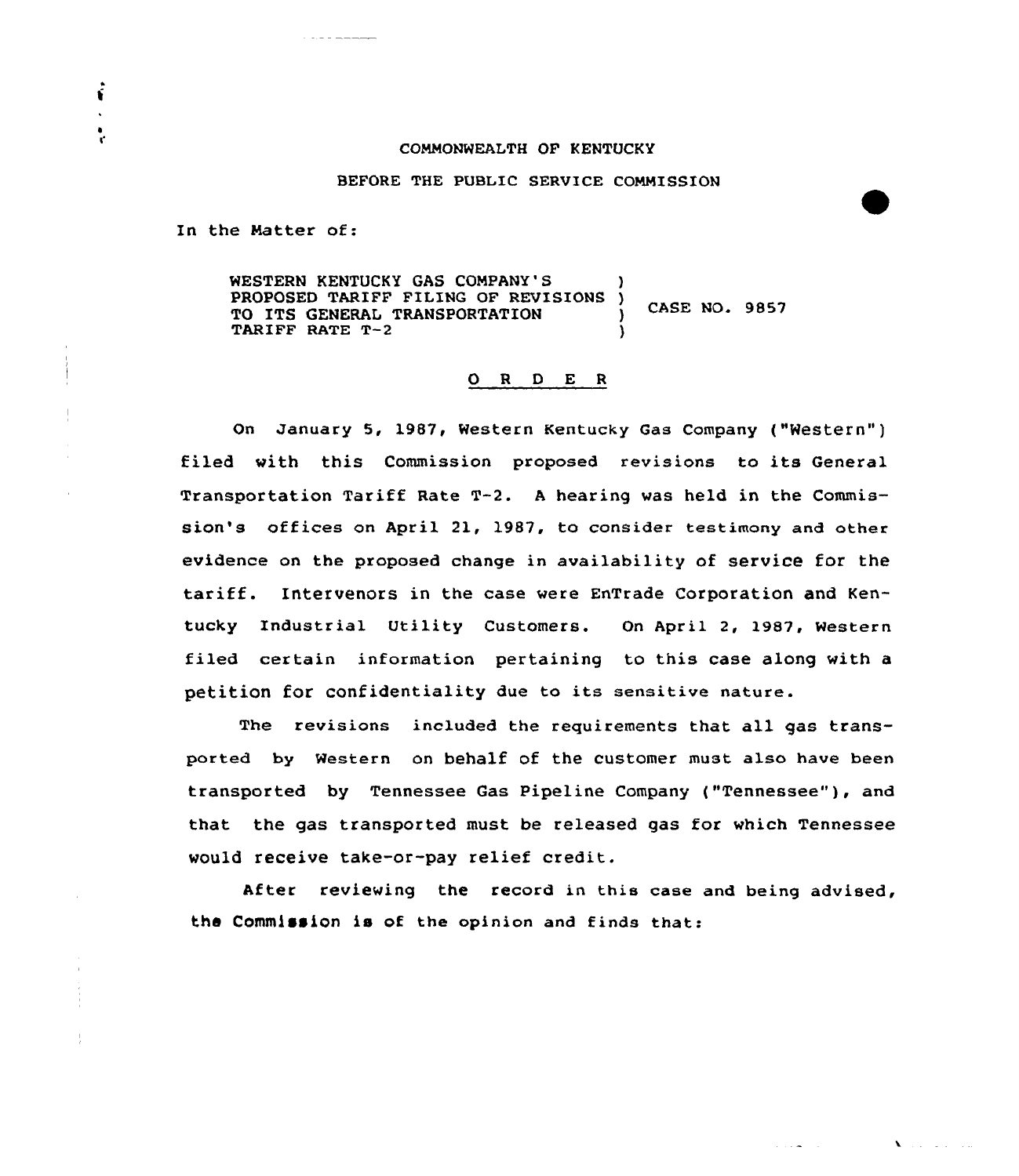COMMONWEALTH OF KENTUCKY

BEFORE THE PUBLIC SERVICE COMMISSION

In the Matter of:

| | | |
|---|---|---|
| WESTERN KENTUCKY GAS COMPANY'S PROPOSED TARIFF FILING OF REVISIONS TO ITS GENERAL TRANSPORTATION TARIFF RATE T-2 | ) ) ) ) | CASE NO. 9857 |

## O R D E R

On January 5, 1987, Western Kentucky Gas Company ("Western") filed with this Commission proposed revisions to its General Transportation Tariff Rate T-2. A hearing was held in the Commission's offices on April 21, 1987, to consider testimony and other evidence on the proposed change in availability of service for the tariff. Intervenors in the case were EnTrade Corporation and Kentucky Industrial Utility Customers. On April 2, 1987, Western filed certain information pertaining to this case along with a petition for confidentiality due to its sensitive nature.

The revisions included the requirements that all gas transported by Western on behalf of the customer must also have been transported by Tennessee Gas Pipeline Company ("Tennessee"), and that the gas transported must be released gas for which Tennessee would receive take-or-pay relief credit.

After reviewing the record in this case and being advised, the Commission is of the opinion and finds that: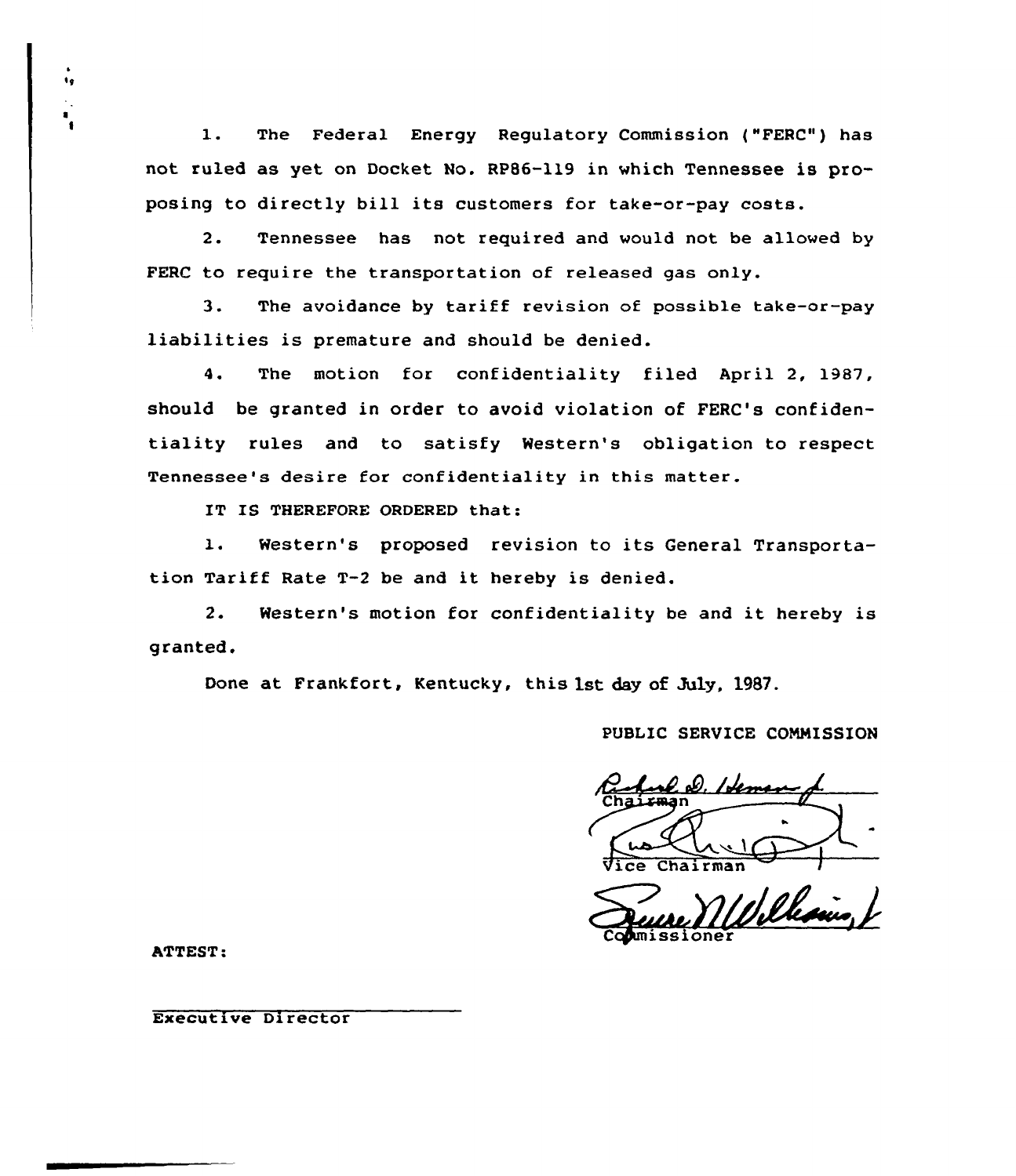1. The Federal Energy Regulatory Commission ("FERC") has not ruled as yet on Docket No. RP86-119 in which Tennessee is proposing to directly bill its customers for take-or-pay costs.

2. Tennessee has not required and would not be allowed by FERC to require the transportation of released gas only.

3. The avoidance by tariff revision of possible take-or-pay liabilities is premature and should be denied.

4. The motion for confidentiality filed April 2, 1987, should be granted in order to avoid violation of FERC's confidentiality rules and to satisfy Western's obligation to respect Tennessee's desire for confidentiality in this matter.

IT IS THEREFORE ORDERED that:

1. Western's proposed revision to its General Transportation Tariff Rate T-2 be and it hereby is denied.

2. Western's motion for confidentiality be and it hereby is granted.

Done at Frankfort, Kentucky, this 1st day of July, 1987.

PUBLIC SERVICE COMMISSION

Chairman

Vice Chairman

Commissioner

ATTEST:

Executive Director